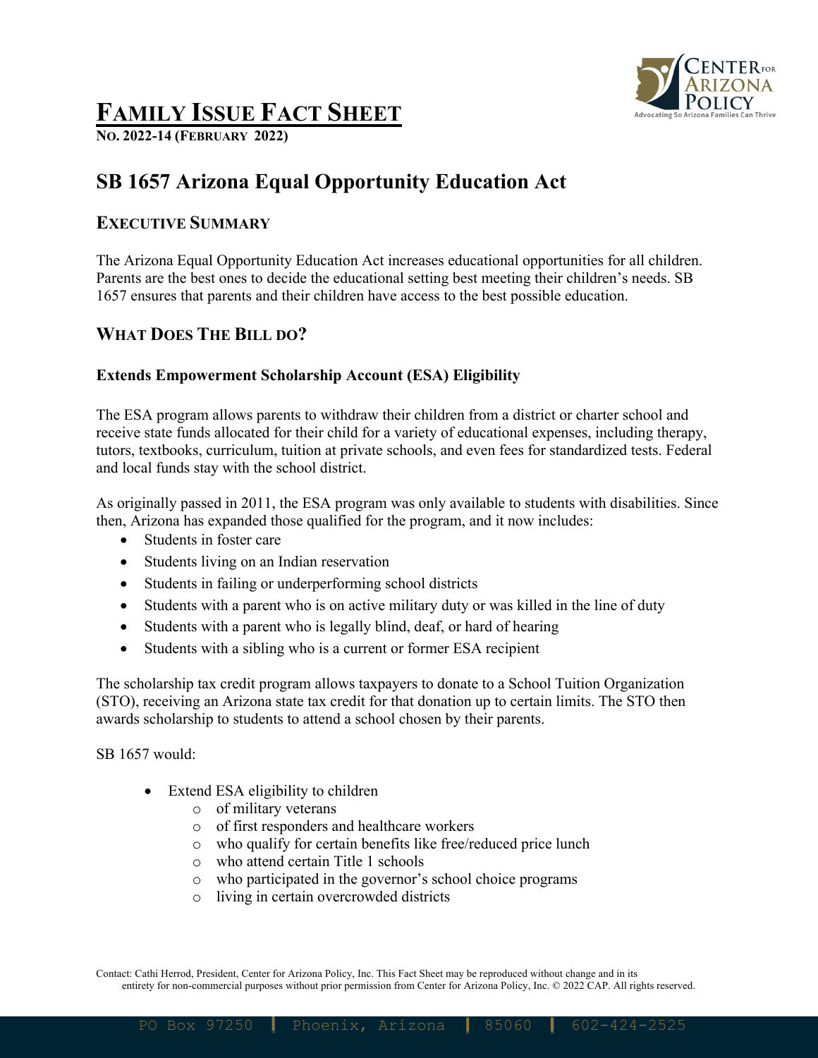# FAMILY ISSUE FACT SHEET

**NO. 2022-14 (FEBRUARY 2022)**

## SB 1657 Arizona Equal Opportunity Education Act

### EXECUTIVE SUMMARY

The Arizona Equal Opportunity Education Act increases educational opportunities for all children. Parents are the best ones to decide the educational setting best meeting their children's needs. SB 1657 ensures that parents and their children have access to the best possible education.

### WHAT DOES THE BILL DO?

**Extends Empowerment Scholarship Account (ESA) Eligibility**

The ESA program allows parents to withdraw their children from a district or charter school and receive state funds allocated for their child for a variety of educational expenses, including therapy, tutors, textbooks, curriculum, tuition at private schools, and even fees for standardized tests. Federal and local funds stay with the school district.

As originally passed in 2011, the ESA program was only available to students with disabilities. Since then, Arizona has expanded those qualified for the program, and it now includes:

- Students in foster care
- Students living on an Indian reservation
- Students in failing or underperforming school districts
- Students with a parent who is on active military duty or was killed in the line of duty
- Students with a parent who is legally blind, deaf, or hard of hearing
- Students with a sibling who is a current or former ESA recipient

The scholarship tax credit program allows taxpayers to donate to a School Tuition Organization (STO), receiving an Arizona state tax credit for that donation up to certain limits. The STO then awards scholarship to students to attend a school chosen by their parents.

SB 1657 would:

- Extend ESA eligibility to children
  - of military veterans
  - of first responders and healthcare workers
  - who qualify for certain benefits like free/reduced price lunch
  - who attend certain Title 1 schools
  - who participated in the governor's school choice programs
  - living in certain overcrowded districts

Contact: Cathi Herrod, President, Center for Arizona Policy, Inc. This Fact Sheet may be reproduced without change and in its entirety for non-commercial purposes without prior permission from Center for Arizona Policy, Inc. © 2022 CAP. All rights reserved.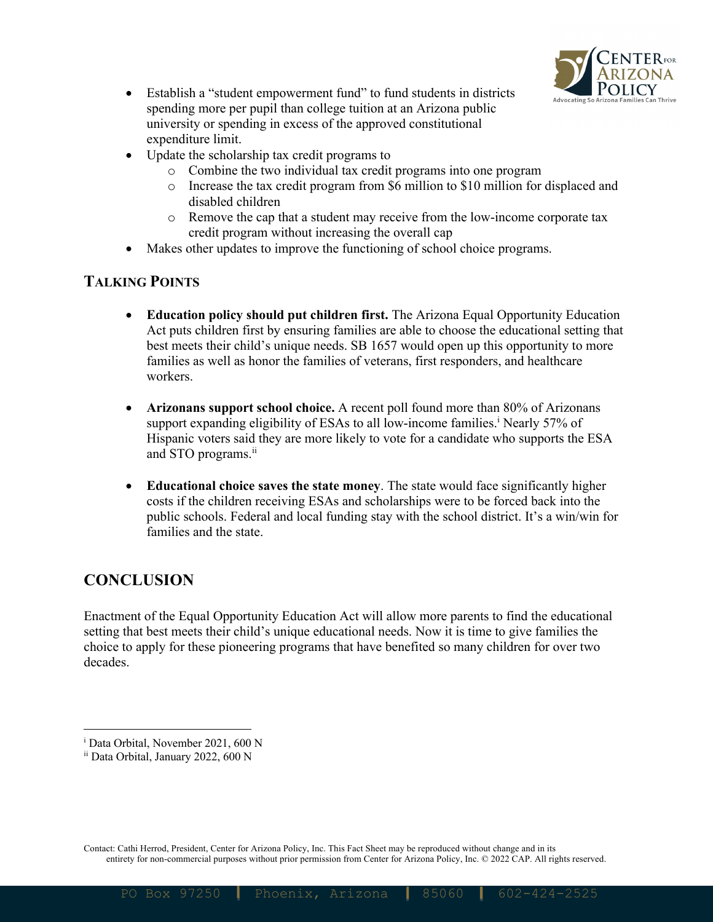- Establish a "student empowerment fund" to fund students in districts spending more per pupil than college tuition at an Arizona public university or spending in excess of the approved constitutional expenditure limit.
- Update the scholarship tax credit programs to
  - Combine the two individual tax credit programs into one program
  - Increase the tax credit program from $6 million to $10 million for displaced and disabled children
  - Remove the cap that a student may receive from the low-income corporate tax credit program without increasing the overall cap
- Makes other updates to improve the functioning of school choice programs.

## TALKING POINTS

- **Education policy should put children first.** The Arizona Equal Opportunity Education Act puts children first by ensuring families are able to choose the educational setting that best meets their child's unique needs. SB 1657 would open up this opportunity to more families as well as honor the families of veterans, first responders, and healthcare workers.

- **Arizonans support school choice.** A recent poll found more than 80% of Arizonans support expanding eligibility of ESAs to all low-income families.[i] Nearly 57% of Hispanic voters said they are more likely to vote for a candidate who supports the ESA and STO programs.[ii]

- **Educational choice saves the state money**. The state would face significantly higher costs if the children receiving ESAs and scholarships were to be forced back into the public schools. Federal and local funding stay with the school district. It's a win/win for families and the state.

## CONCLUSION

Enactment of the Equal Opportunity Education Act will allow more parents to find the educational setting that best meets their child's unique educational needs. Now it is time to give families the choice to apply for these pioneering programs that have benefited so many children for over two decades.

---

[i] Data Orbital, November 2021, 600 N

[ii] Data Orbital, January 2022, 600 N

Contact: Cathi Herrod, President, Center for Arizona Policy, Inc. This Fact Sheet may be reproduced without change and in its entirety for non-commercial purposes without prior permission from Center for Arizona Policy, Inc. © 2022 CAP. All rights reserved.

PO Box 97250 | Phoenix, Arizona | 85060 | 602-424-2525